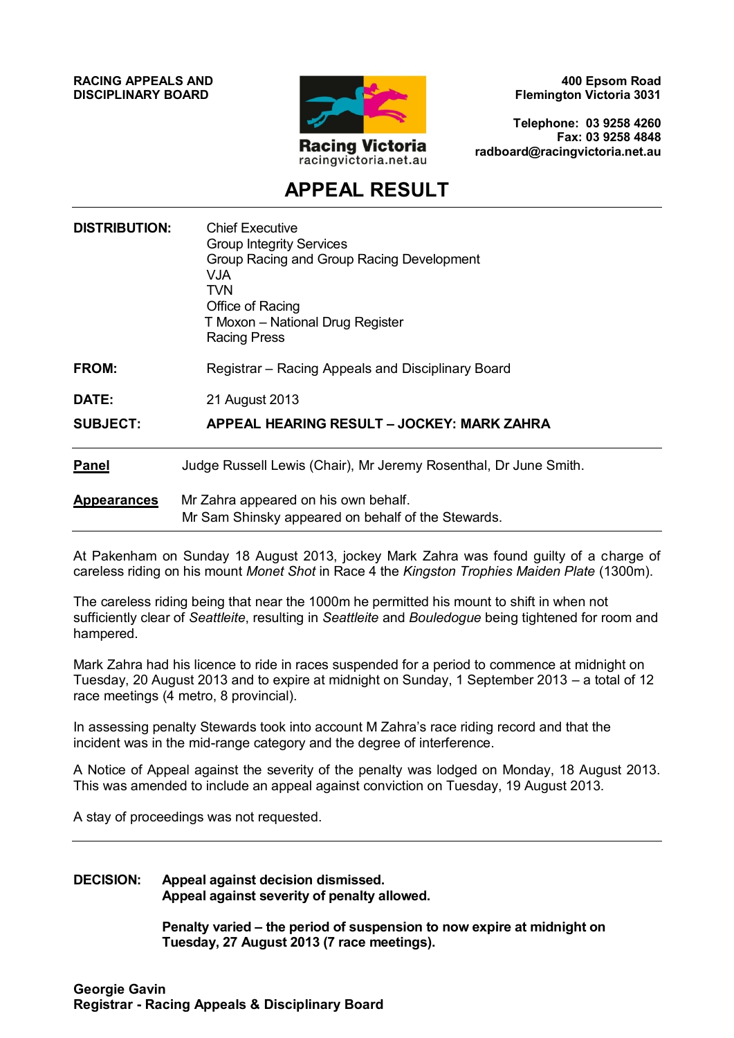**RACING APPEALS AND DISCIPLINARY BOARD**

Racing Victoria
racingvictoria.net.au

**400 Epsom Road**
**Flemington Victoria 3031**

**Telephone: 03 9258 4260**
**Fax: 03 9258 4848**
**radboard@racingvictoria.net.au**

# APPEAL RESULT

---

**DISTRIBUTION:** Chief Executive
Group Integrity Services
Group Racing and Group Racing Development
VJA
TVN
Office of Racing
T Moxon – National Drug Register
Racing Press

**FROM:** Registrar – Racing Appeals and Disciplinary Board

**DATE:** 21 August 2013

**SUBJECT:** **APPEAL HEARING RESULT – JOCKEY: MARK ZAHRA**

---

**Panel** Judge Russell Lewis (Chair), Mr Jeremy Rosenthal, Dr June Smith.

**Appearances** Mr Zahra appeared on his own behalf.
Mr Sam Shinsky appeared on behalf of the Stewards.

---

At Pakenham on Sunday 18 August 2013, jockey Mark Zahra was found guilty of a charge of careless riding on his mount *Monet Shot* in Race 4 the *Kingston Trophies Maiden Plate* (1300m).

The careless riding being that near the 1000m he permitted his mount to shift in when not sufficiently clear of *Seattleite*, resulting in *Seattleite* and *Bouledogue* being tightened for room and hampered.

Mark Zahra had his licence to ride in races suspended for a period to commence at midnight on Tuesday, 20 August 2013 and to expire at midnight on Sunday, 1 September 2013 – a total of 12 race meetings (4 metro, 8 provincial).

In assessing penalty Stewards took into account M Zahra's race riding record and that the incident was in the mid-range category and the degree of interference.

A Notice of Appeal against the severity of the penalty was lodged on Monday, 18 August 2013. This was amended to include an appeal against conviction on Tuesday, 19 August 2013.

A stay of proceedings was not requested.

---

**DECISION:** **Appeal against decision dismissed.**
**Appeal against severity of penalty allowed.**

**Penalty varied – the period of suspension to now expire at midnight on Tuesday, 27 August 2013 (7 race meetings).**

**Georgie Gavin**
**Registrar - Racing Appeals & Disciplinary Board**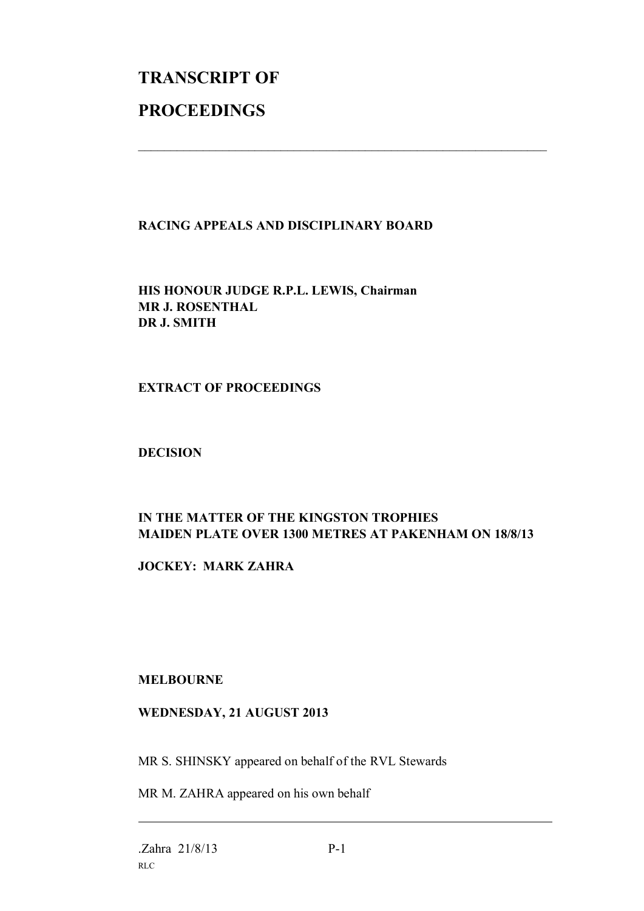# TRANSCRIPT OF

# PROCEEDINGS

---

**RACING APPEALS AND DISCIPLINARY BOARD**

**HIS HONOUR JUDGE R.P.L. LEWIS, Chairman**
**MR J. ROSENTHAL**
**DR J. SMITH**

**EXTRACT OF PROCEEDINGS**

**DECISION**

**IN THE MATTER OF THE KINGSTON TROPHIES**
**MAIDEN PLATE OVER 1300 METRES AT PAKENHAM ON 18/8/13**

**JOCKEY: MARK ZAHRA**

**MELBOURNE**

**WEDNESDAY, 21 AUGUST 2013**

MR S. SHINSKY appeared on behalf of the RVL Stewards

MR M. ZAHRA appeared on his own behalf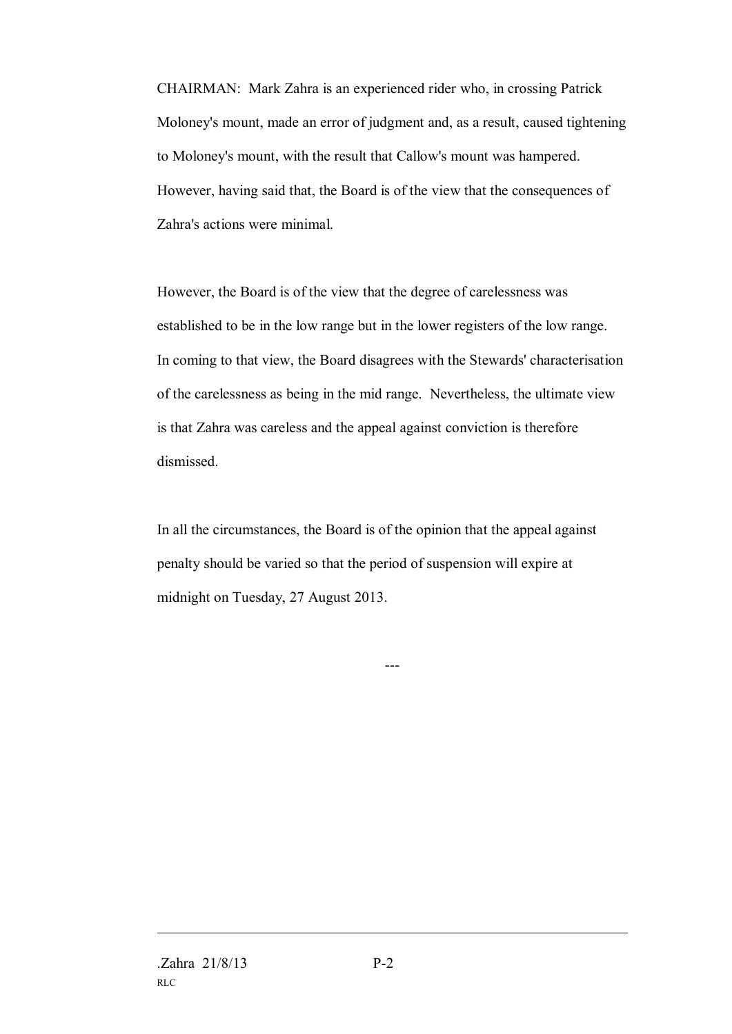CHAIRMAN: Mark Zahra is an experienced rider who, in crossing Patrick Moloney's mount, made an error of judgment and, as a result, caused tightening to Moloney's mount, with the result that Callow's mount was hampered. However, having said that, the Board is of the view that the consequences of Zahra's actions were minimal.

However, the Board is of the view that the degree of carelessness was established to be in the low range but in the lower registers of the low range. In coming to that view, the Board disagrees with the Stewards' characterisation of the carelessness as being in the mid range. Nevertheless, the ultimate view is that Zahra was careless and the appeal against conviction is therefore dismissed.

In all the circumstances, the Board is of the opinion that the appeal against penalty should be varied so that the period of suspension will expire at midnight on Tuesday, 27 August 2013.

---